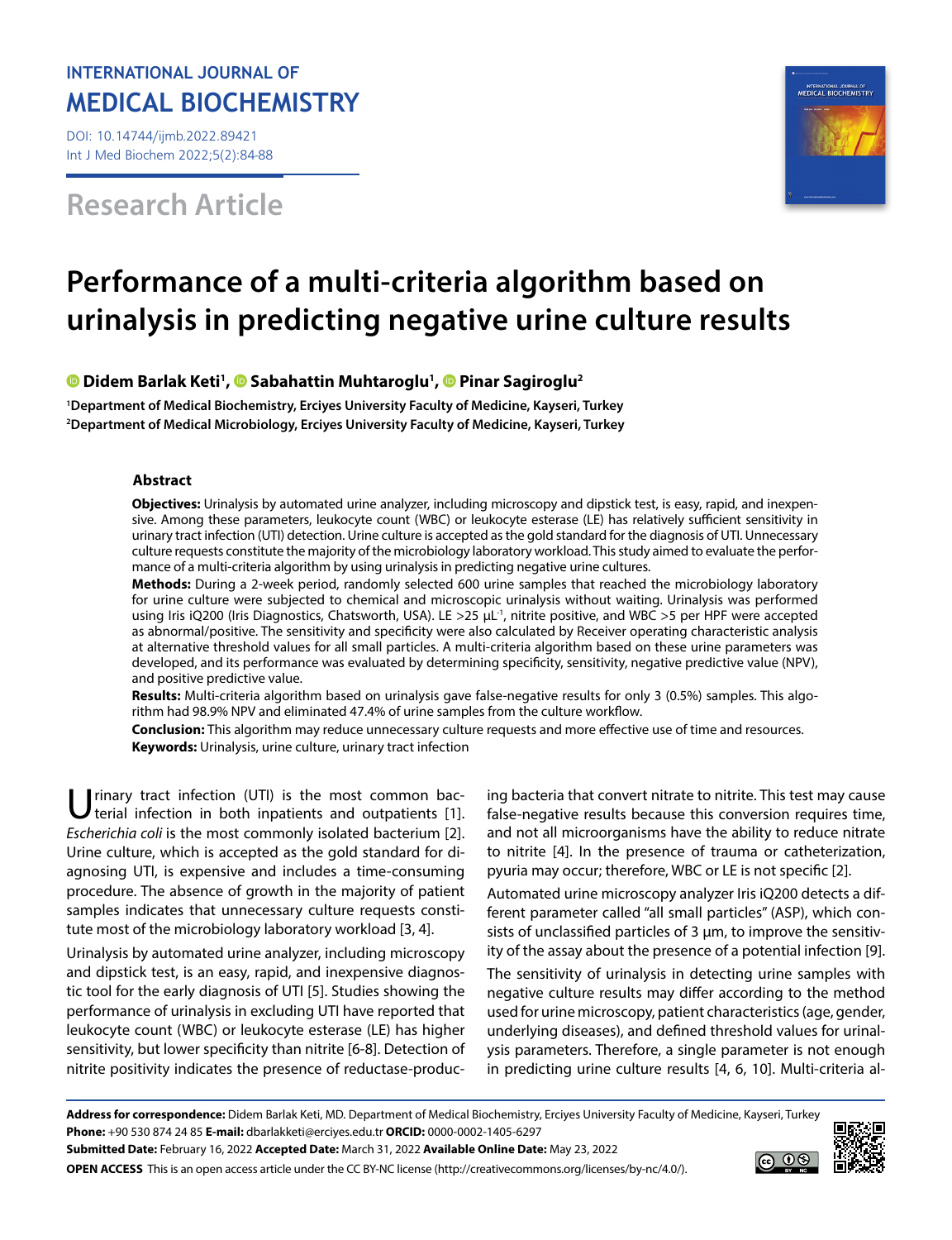INTERNATIONAL JOURNAL OF
MEDICAL BIOCHEMISTRY

DOI: 10.14744/ijmb.2022.89421
Int J Med Biochem 2022;5(2):84-88

## Research Article

# Performance of a multi-criteria algorithm based on urinalysis in predicting negative urine culture results

**Didem Barlak Keti[1], Sabahattin Muhtaroglu[1], Pinar Sagiroglu[2]**

[1]Department of Medical Biochemistry, Erciyes University Faculty of Medicine, Kayseri, Turkey
[2]Department of Medical Microbiology, Erciyes University Faculty of Medicine, Kayseri, Turkey

### Abstract

**Objectives:** Urinalysis by automated urine analyzer, including microscopy and dipstick test, is easy, rapid, and inexpensive. Among these parameters, leukocyte count (WBC) or leukocyte esterase (LE) has relatively sufficient sensitivity in urinary tract infection (UTI) detection. Urine culture is accepted as the gold standard for the diagnosis of UTI. Unnecessary culture requests constitute the majority of the microbiology laboratory workload. This study aimed to evaluate the performance of a multi-criteria algorithm by using urinalysis in predicting negative urine cultures.

**Methods:** During a 2-week period, randomly selected 600 urine samples that reached the microbiology laboratory for urine culture were subjected to chemical and microscopic urinalysis without waiting. Urinalysis was performed using Iris iQ200 (Iris Diagnostics, Chatsworth, USA). LE >25 $\mu L^{-1}$, nitrite positive, and WBC >5 per HPF were accepted as abnormal/positive. The sensitivity and specificity were also calculated by Receiver operating characteristic analysis at alternative threshold values for all small particles. A multi-criteria algorithm based on these urine parameters was developed, and its performance was evaluated by determining specificity, sensitivity, negative predictive value (NPV), and positive predictive value.

**Results:** Multi-criteria algorithm based on urinalysis gave false-negative results for only 3 (0.5%) samples. This algorithm had 98.9% NPV and eliminated 47.4% of urine samples from the culture workflow.

**Conclusion:** This algorithm may reduce unnecessary culture requests and more effective use of time and resources.

**Keywords:** Urinalysis, urine culture, urinary tract infection

Urinary tract infection (UTI) is the most common bacterial infection in both inpatients and outpatients [1]. *Escherichia coli* is the most commonly isolated bacterium [2]. Urine culture, which is accepted as the gold standard for diagnosing UTI, is expensive and includes a time-consuming procedure. The absence of growth in the majority of patient samples indicates that unnecessary culture requests constitute most of the microbiology laboratory workload [3, 4].

Urinalysis by automated urine analyzer, including microscopy and dipstick test, is an easy, rapid, and inexpensive diagnostic tool for the early diagnosis of UTI [5]. Studies showing the performance of urinalysis in excluding UTI have reported that leukocyte count (WBC) or leukocyte esterase (LE) has higher sensitivity, but lower specificity than nitrite [6-8]. Detection of nitrite positivity indicates the presence of reductase-producing bacteria that convert nitrate to nitrite. This test may cause false-negative results because this conversion requires time, and not all microorganisms have the ability to reduce nitrate to nitrite [4]. In the presence of trauma or catheterization, pyuria may occur; therefore, WBC or LE is not specific [2].

Automated urine microscopy analyzer Iris iQ200 detects a different parameter called "all small particles" (ASP), which consists of unclassified particles of 3 µm, to improve the sensitivity of the assay about the presence of a potential infection [9].

The sensitivity of urinalysis in detecting urine samples with negative culture results may differ according to the method used for urine microscopy, patient characteristics (age, gender, underlying diseases), and defined threshold values for urinalysis parameters. Therefore, a single parameter is not enough in predicting urine culture results [4, 6, 10]. Multi-criteria al-

**Address for correspondence:** Didem Barlak Keti, MD. Department of Medical Biochemistry, Erciyes University Faculty of Medicine, Kayseri, Turkey
**Phone:** +90 530 874 24 85 **E-mail:** dbarlakketi@erciyes.edu.tr **ORCID:** 0000-0002-1405-6297
**Submitted Date:** February 16, 2022 **Accepted Date:** March 31, 2022 **Available Online Date:** May 23, 2022
**OPEN ACCESS** This is an open access article under the CC BY-NC license (http://creativecommons.org/licenses/by-nc/4.0/).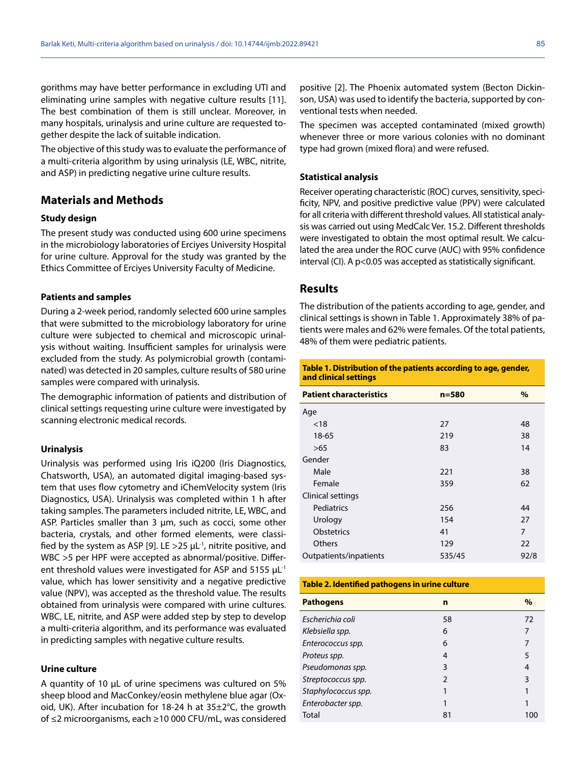gorithms may have better performance in excluding UTI and eliminating urine samples with negative culture results [11]. The best combination of them is still unclear. Moreover, in many hospitals, urinalysis and urine culture are requested together despite the lack of suitable indication.

The objective of this study was to evaluate the performance of a multi-criteria algorithm by using urinalysis (LE, WBC, nitrite, and ASP) in predicting negative urine culture results.

## Materials and Methods

### Study design

The present study was conducted using 600 urine specimens in the microbiology laboratories of Erciyes University Hospital for urine culture. Approval for the study was granted by the Ethics Committee of Erciyes University Faculty of Medicine.

### Patients and samples

During a 2-week period, randomly selected 600 urine samples that were submitted to the microbiology laboratory for urine culture were subjected to chemical and microscopic urinalysis without waiting. Insufficient samples for urinalysis were excluded from the study. As polymicrobial growth (contaminated) was detected in 20 samples, culture results of 580 urine samples were compared with urinalysis.

The demographic information of patients and distribution of clinical settings requesting urine culture were investigated by scanning electronic medical records.

### Urinalysis

Urinalysis was performed using Iris iQ200 (Iris Diagnostics, Chatsworth, USA), an automated digital imaging-based system that uses flow cytometry and iChemVelocity system (Iris Diagnostics, USA). Urinalysis was completed within 1 h after taking samples. The parameters included nitrite, LE, WBC, and ASP. Particles smaller than 3 µm, such as cocci, some other bacteria, crystals, and other formed elements, were classified by the system as ASP [9]. LE >25 $\mu L^{-1}$, nitrite positive, and WBC >5 per HPF were accepted as abnormal/positive. Different threshold values were investigated for ASP and 5155 $\mu L^{-1}$ value, which has lower sensitivity and a negative predictive value (NPV), was accepted as the threshold value. The results obtained from urinalysis were compared with urine cultures. WBC, LE, nitrite, and ASP were added step by step to develop a multi-criteria algorithm, and its performance was evaluated in predicting samples with negative culture results.

### Urine culture

A quantity of 10 µL of urine specimens was cultured on 5% sheep blood and MacConkey/eosin methylene blue agar (Oxoid, UK). After incubation for 18-24 h at 35±2°C, the growth of ≤2 microorganisms, each ≥10 000 CFU/mL, was considered positive [2]. The Phoenix automated system (Becton Dickinson, USA) was used to identify the bacteria, supported by conventional tests when needed.

The specimen was accepted contaminated (mixed growth) whenever three or more various colonies with no dominant type had grown (mixed flora) and were refused.

### Statistical analysis

Receiver operating characteristic (ROC) curves, sensitivity, specificity, NPV, and positive predictive value (PPV) were calculated for all criteria with different threshold values. All statistical analysis was carried out using MedCalc Ver. 15.2. Different thresholds were investigated to obtain the most optimal result. We calculated the area under the ROC curve (AUC) with 95% confidence interval (CI). A $p<0.05$ was accepted as statistically significant.

## Results

The distribution of the patients according to age, gender, and clinical settings is shown in Table 1. Approximately 38% of patients were males and 62% were females. Of the total patients, 48% of them were pediatric patients.

**Table 1. Distribution of the patients according to age, gender, and clinical settings**

| Patient characteristics | n=580 | % |
|---|---|---|
| Age | | |
| <18 | 27 | 48 |
| 18-65 | 219 | 38 |
| >65 | 83 | 14 |
| Gender | | |
| Male | 221 | 38 |
| Female | 359 | 62 |
| Clinical settings | | |
| Pediatrics | 256 | 44 |
| Urology | 154 | 27 |
| Obstetrics | 41 | 7 |
| Others | 129 | 22 |
| Outpatients/inpatients | 535/45 | 92/8 |

**Table 2. Identified pathogens in urine culture**

| Pathogens | n | % |
|---|---|---|
| *Escherichia coli* | 58 | 72 |
| *Klebsiella spp.* | 6 | 7 |
| *Enterococcus spp.* | 6 | 7 |
| *Proteus spp.* | 4 | 5 |
| *Pseudomonas spp.* | 3 | 4 |
| *Streptococcus spp.* | 2 | 3 |
| *Staphylococcus spp.* | 1 | 1 |
| *Enterobacter spp.* | 1 | 1 |
| Total | 81 | 100 |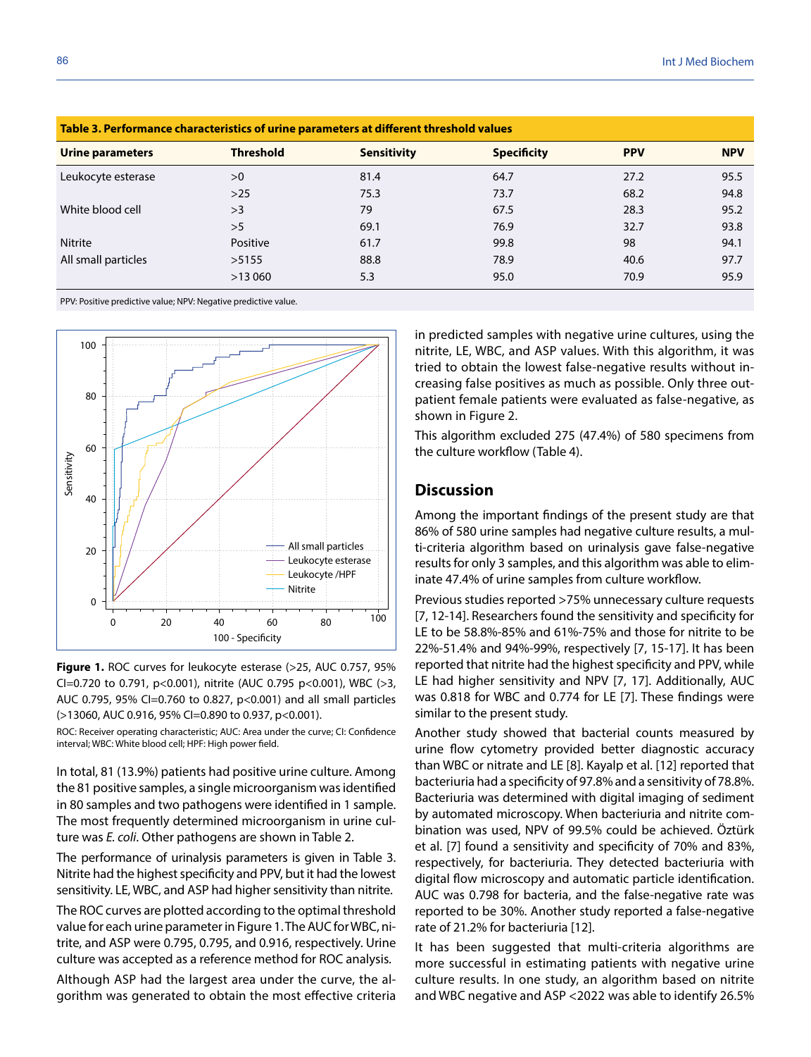**Table 3. Performance characteristics of urine parameters at different threshold values**

| Urine parameters | Threshold | Sensitivity | Specificity | PPV | NPV |
|---|---|---|---|---|---|
| Leukocyte esterase | >0 | 81.4 | 64.7 | 27.2 | 95.5 |
| | >25 | 75.3 | 73.7 | 68.2 | 94.8 |
| White blood cell | >3 | 79 | 67.5 | 28.3 | 95.2 |
| | >5 | 69.1 | 76.9 | 32.7 | 93.8 |
| Nitrite | Positive | 61.7 | 99.8 | 98 | 94.1 |
| All small particles | >5155 | 88.8 | 78.9 | 40.6 | 97.7 |
| | >13 060 | 5.3 | 95.0 | 70.9 | 95.9 |

PPV: Positive predictive value; NPV: Negative predictive value.

**Figure 1.** ROC curves for leukocyte esterase (>25, AUC 0.757, 95% CI=0.720 to 0.791, p<0.001), nitrite (AUC 0.795 p<0.001), WBC (>3, AUC 0.795, 95% CI=0.760 to 0.827, p<0.001) and all small particles (>13060, AUC 0.916, 95% CI=0.890 to 0.937, p<0.001).

ROC: Receiver operating characteristic; AUC: Area under the curve; CI: Confidence interval; WBC: White blood cell; HPF: High power field.

In total, 81 (13.9%) patients had positive urine culture. Among the 81 positive samples, a single microorganism was identified in 80 samples and two pathogens were identified in 1 sample. The most frequently determined microorganism in urine culture was *E. coli*. Other pathogens are shown in Table 2.

The performance of urinalysis parameters is given in Table 3. Nitrite had the highest specificity and PPV, but it had the lowest sensitivity. LE, WBC, and ASP had higher sensitivity than nitrite.

The ROC curves are plotted according to the optimal threshold value for each urine parameter in Figure 1. The AUC for WBC, nitrite, and ASP were 0.795, 0.795, and 0.916, respectively. Urine culture was accepted as a reference method for ROC analysis.

Although ASP had the largest area under the curve, the algorithm was generated to obtain the most effective criteria in predicted samples with negative urine cultures, using the nitrite, LE, WBC, and ASP values. With this algorithm, it was tried to obtain the lowest false-negative results without increasing false positives as much as possible. Only three outpatient female patients were evaluated as false-negative, as shown in Figure 2.

This algorithm excluded 275 (47.4%) of 580 specimens from the culture workflow (Table 4).

## Discussion

Among the important findings of the present study are that 86% of 580 urine samples had negative culture results, a multi-criteria algorithm based on urinalysis gave false-negative results for only 3 samples, and this algorithm was able to eliminate 47.4% of urine samples from culture workflow.

Previous studies reported >75% unnecessary culture requests [7, 12-14]. Researchers found the sensitivity and specificity for LE to be 58.8%-85% and 61%-75% and those for nitrite to be 22%-51.4% and 94%-99%, respectively [7, 15-17]. It has been reported that nitrite had the highest specificity and PPV, while LE had higher sensitivity and NPV [7, 17]. Additionally, AUC was 0.818 for WBC and 0.774 for LE [7]. These findings were similar to the present study.

Another study showed that bacterial counts measured by urine flow cytometry provided better diagnostic accuracy than WBC or nitrate and LE [8]. Kayalp et al. [12] reported that bacteriuria had a specificity of 97.8% and a sensitivity of 78.8%. Bacteriuria was determined with digital imaging of sediment by automated microscopy. When bacteriuria and nitrite combination was used, NPV of 99.5% could be achieved. Öztürk et al. [7] found a sensitivity and specificity of 70% and 83%, respectively, for bacteriuria. They detected bacteriuria with digital flow microscopy and automatic particle identification. AUC was 0.798 for bacteria, and the false-negative rate was reported to be 30%. Another study reported a false-negative rate of 21.2% for bacteriuria [12].

It has been suggested that multi-criteria algorithms are more successful in estimating patients with negative urine culture results. In one study, an algorithm based on nitrite and WBC negative and ASP <2022 was able to identify 26.5%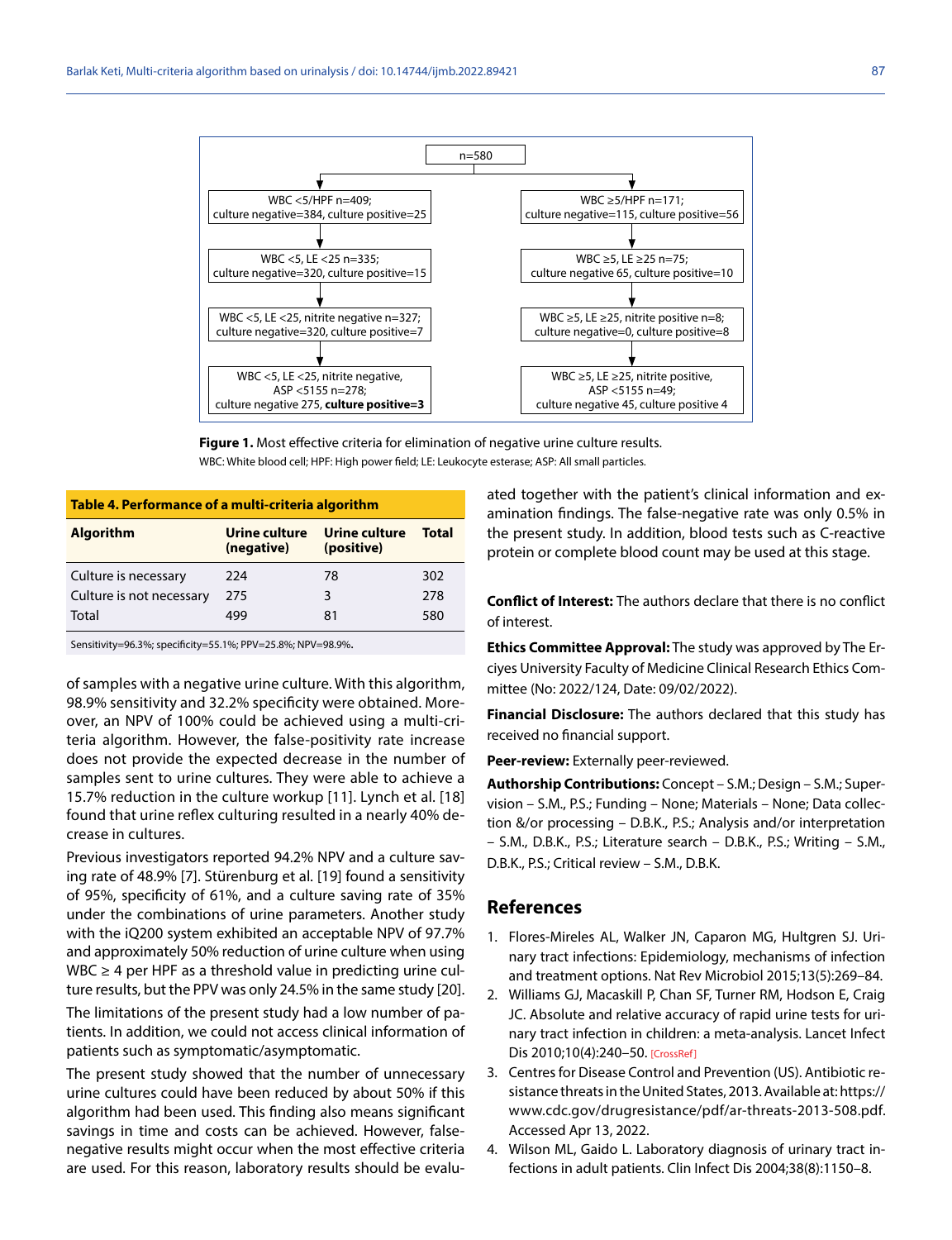n=580

| | |
|---|---|
| WBC <5/HPF n=409; culture negative=384, culture positive=25 | WBC ≥5/HPF n=171; culture negative=115, culture positive=56 |
| WBC <5, LE <25 n=335; culture negative=320, culture positive=15 | WBC ≥5, LE ≥25 n=75; culture negative 65, culture positive=10 |
| WBC <5, LE <25, nitrite negative n=327; culture negative=320, culture positive=7 | WBC ≥5, LE ≥25, nitrite positive n=8; culture negative=0, culture positive=8 |
| WBC <5, LE <25, nitrite negative, ASP <5155 n=278; culture negative 275, **culture positive=3** | WBC ≥5, LE ≥25, nitrite positive, ASP <5155 n=49; culture negative 45, culture positive 4 |

**Figure 1.** Most effective criteria for elimination of negative urine culture results.
WBC: White blood cell; HPF: High power field; LE: Leukocyte esterase; ASP: All small particles.

**Table 4. Performance of a multi-criteria algorithm**

| Algorithm | Urine culture (negative) | Urine culture (positive) | Total |
|---|---|---|---|
| Culture is necessary | 224 | 78 | 302 |
| Culture is not necessary | 275 | 3 | 278 |
| Total | 499 | 81 | 580 |

Sensitivity=96.3%; specificity=55.1%; PPV=25.8%; NPV=98.9%.

of samples with a negative urine culture. With this algorithm, 98.9% sensitivity and 32.2% specificity were obtained. Moreover, an NPV of 100% could be achieved using a multi-criteria algorithm. However, the false-positivity rate increase does not provide the expected decrease in the number of samples sent to urine cultures. They were able to achieve a 15.7% reduction in the culture workup [11]. Lynch et al. [18] found that urine reflex culturing resulted in a nearly 40% decrease in cultures.

Previous investigators reported 94.2% NPV and a culture saving rate of 48.9% [7]. Stürenburg et al. [19] found a sensitivity of 95%, specificity of 61%, and a culture saving rate of 35% under the combinations of urine parameters. Another study with the iQ200 system exhibited an acceptable NPV of 97.7% and approximately 50% reduction of urine culture when using WBC ≥ 4 per HPF as a threshold value in predicting urine culture results, but the PPV was only 24.5% in the same study [20].

The limitations of the present study had a low number of patients. In addition, we could not access clinical information of patients such as symptomatic/asymptomatic.

The present study showed that the number of unnecessary urine cultures could have been reduced by about 50% if this algorithm had been used. This finding also means significant savings in time and costs can be achieved. However, false-negative results might occur when the most effective criteria are used. For this reason, laboratory results should be evaluated together with the patient's clinical information and examination findings. The false-negative rate was only 0.5% in the present study. In addition, blood tests such as C-reactive protein or complete blood count may be used at this stage.

**Conflict of Interest:** The authors declare that there is no conflict of interest.

**Ethics Committee Approval:** The study was approved by The Erciyes University Faculty of Medicine Clinical Research Ethics Committee (No: 2022/124, Date: 09/02/2022).

**Financial Disclosure:** The authors declared that this study has received no financial support.

**Peer-review:** Externally peer-reviewed.

**Authorship Contributions:** Concept – S.M.; Design – S.M.; Supervision – S.M., P.S.; Funding – None; Materials – None; Data collection &/or processing – D.B.K., P.S.; Analysis and/or interpretation – S.M., D.B.K., P.S.; Literature search – D.B.K., P.S.; Writing – S.M., D.B.K., P.S.; Critical review – S.M., D.B.K.

## References

1. Flores-Mireles AL, Walker JN, Caparon MG, Hultgren SJ. Urinary tract infections: Epidemiology, mechanisms of infection and treatment options. Nat Rev Microbiol 2015;13(5):269–84.
2. Williams GJ, Macaskill P, Chan SF, Turner RM, Hodson E, Craig JC. Absolute and relative accuracy of rapid urine tests for urinary tract infection in children: a meta-analysis. Lancet Infect Dis 2010;10(4):240–50. [CrossRef]
3. Centres for Disease Control and Prevention (US). Antibiotic resistance threats in the United States, 2013. Available at: https://www.cdc.gov/drugresistance/pdf/ar-threats-2013-508.pdf. Accessed Apr 13, 2022.
4. Wilson ML, Gaido L. Laboratory diagnosis of urinary tract infections in adult patients. Clin Infect Dis 2004;38(8):1150–8.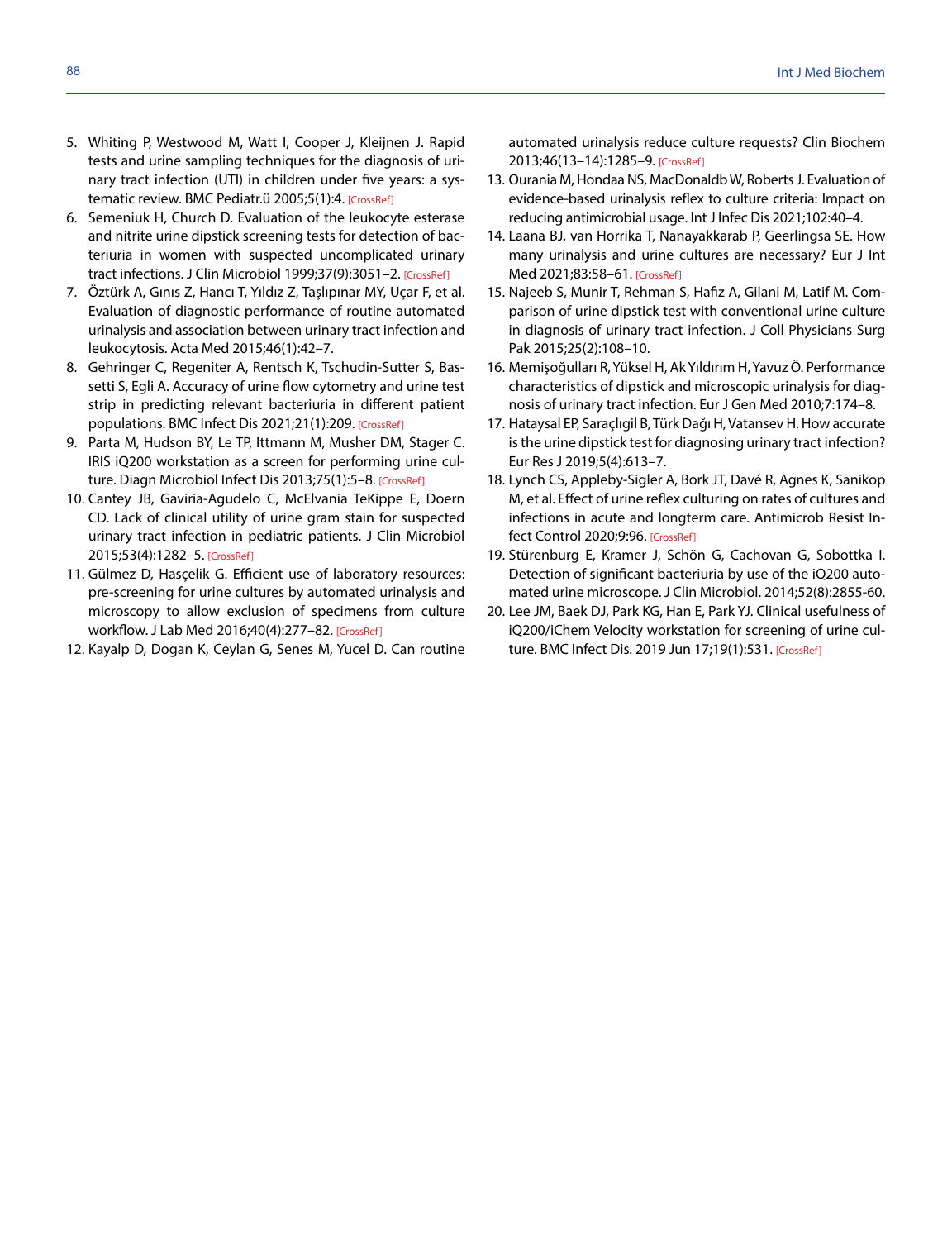5. Whiting P, Westwood M, Watt I, Cooper J, Kleijnen J. Rapid tests and urine sampling techniques for the diagnosis of urinary tract infection (UTI) in children under five years: a systematic review. BMC Pediatr.ü 2005;5(1):4. [CrossRef]
6. Semeniuk H, Church D. Evaluation of the leukocyte esterase and nitrite urine dipstick screening tests for detection of bacteriuria in women with suspected uncomplicated urinary tract infections. J Clin Microbiol 1999;37(9):3051–2. [CrossRef]
7. Öztürk A, Gınıs Z, Hancı T, Yıldız Z, Taşlıpınar MY, Uçar F, et al. Evaluation of diagnostic performance of routine automated urinalysis and association between urinary tract infection and leukocytosis. Acta Med 2015;46(1):42–7.
8. Gehringer C, Regeniter A, Rentsch K, Tschudin-Sutter S, Bassetti S, Egli A. Accuracy of urine flow cytometry and urine test strip in predicting relevant bacteriuria in different patient populations. BMC Infect Dis 2021;21(1):209. [CrossRef]
9. Parta M, Hudson BY, Le TP, Ittmann M, Musher DM, Stager C. IRIS iQ200 workstation as a screen for performing urine culture. Diagn Microbiol Infect Dis 2013;75(1):5–8. [CrossRef]
10. Cantey JB, Gaviria-Agudelo C, McElvania TeKippe E, Doern CD. Lack of clinical utility of urine gram stain for suspected urinary tract infection in pediatric patients. J Clin Microbiol 2015;53(4):1282–5. [CrossRef]
11. Gülmez D, Hasçelik G. Efficient use of laboratory resources: pre-screening for urine cultures by automated urinalysis and microscopy to allow exclusion of specimens from culture workflow. J Lab Med 2016;40(4):277–82. [CrossRef]
12. Kayalp D, Dogan K, Ceylan G, Senes M, Yucel D. Can routine automated urinalysis reduce culture requests? Clin Biochem 2013;46(13–14):1285–9. [CrossRef]
13. Ourania M, Hondaa NS, MacDonaldb W, Roberts J. Evaluation of evidence-based urinalysis reflex to culture criteria: Impact on reducing antimicrobial usage. Int J Infec Dis 2021;102:40–4.
14. Laana BJ, van Horrika T, Nanayakkarab P, Geerlingsa SE. How many urinalysis and urine cultures are necessary? Eur J Int Med 2021;83:58–61. [CrossRef]
15. Najeeb S, Munir T, Rehman S, Hafiz A, Gilani M, Latif M. Comparison of urine dipstick test with conventional urine culture in diagnosis of urinary tract infection. J Coll Physicians Surg Pak 2015;25(2):108–10.
16. Memişoğulları R, Yüksel H, Ak Yıldırım H, Yavuz Ö. Performance characteristics of dipstick and microscopic urinalysis for diagnosis of urinary tract infection. Eur J Gen Med 2010;7:174–8.
17. Hataysal EP, Saraçlıgil B, Türk Dağı H, Vatansev H. How accurate is the urine dipstick test for diagnosing urinary tract infection? Eur Res J 2019;5(4):613–7.
18. Lynch CS, Appleby-Sigler A, Bork JT, Davé R, Agnes K, Sanikop M, et al. Effect of urine reflex culturing on rates of cultures and infections in acute and longterm care. Antimicrob Resist Infect Control 2020;9:96. [CrossRef]
19. Stürenburg E, Kramer J, Schön G, Cachovan G, Sobottka I. Detection of significant bacteriuria by use of the iQ200 automated urine microscope. J Clin Microbiol. 2014;52(8):2855-60.
20. Lee JM, Baek DJ, Park KG, Han E, Park YJ. Clinical usefulness of iQ200/iChem Velocity workstation for screening of urine culture. BMC Infect Dis. 2019 Jun 17;19(1):531. [CrossRef]